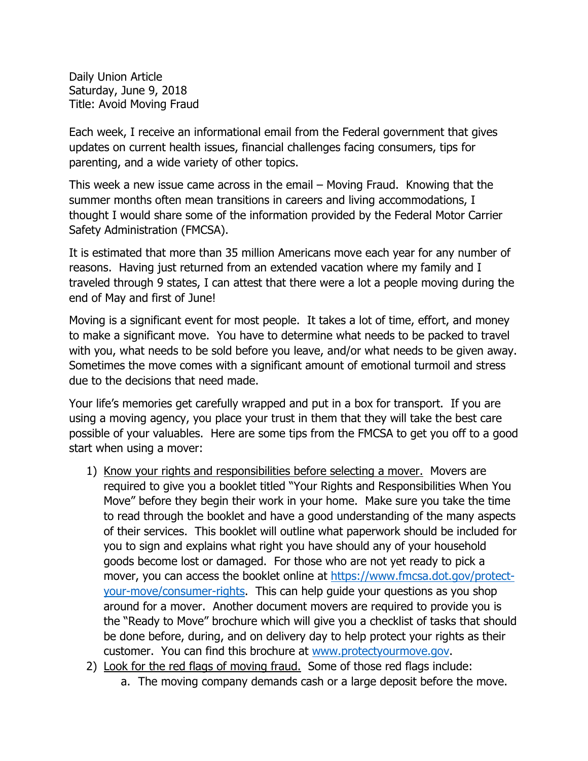Daily Union Article
Saturday, June 9, 2018
Title: Avoid Moving Fraud

Each week, I receive an informational email from the Federal government that gives updates on current health issues, financial challenges facing consumers, tips for parenting, and a wide variety of other topics.

This week a new issue came across in the email – Moving Fraud. Knowing that the summer months often mean transitions in careers and living accommodations, I thought I would share some of the information provided by the Federal Motor Carrier Safety Administration (FMCSA).

It is estimated that more than 35 million Americans move each year for any number of reasons. Having just returned from an extended vacation where my family and I traveled through 9 states, I can attest that there were a lot a people moving during the end of May and first of June!

Moving is a significant event for most people. It takes a lot of time, effort, and money to make a significant move. You have to determine what needs to be packed to travel with you, what needs to be sold before you leave, and/or what needs to be given away. Sometimes the move comes with a significant amount of emotional turmoil and stress due to the decisions that need made.

Your life's memories get carefully wrapped and put in a box for transport. If you are using a moving agency, you place your trust in them that they will take the best care possible of your valuables. Here are some tips from the FMCSA to get you off to a good start when using a mover:

1) Know your rights and responsibilities before selecting a mover. Movers are required to give you a booklet titled "Your Rights and Responsibilities When You Move" before they begin their work in your home. Make sure you take the time to read through the booklet and have a good understanding of the many aspects of their services. This booklet will outline what paperwork should be included for you to sign and explains what right you have should any of your household goods become lost or damaged. For those who are not yet ready to pick a mover, you can access the booklet online at [https://www.fmcsa.dot.gov/protect-your-move/consumer-rights](https://www.fmcsa.dot.gov/protect-your-move/consumer-rights). This can help guide your questions as you shop around for a mover. Another document movers are required to provide you is the "Ready to Move" brochure which will give you a checklist of tasks that should be done before, during, and on delivery day to help protect your rights as their customer. You can find this brochure at [www.protectyourmove.gov](http://www.protectyourmove.gov).
2) Look for the red flags of moving fraud. Some of those red flags include:
    a. The moving company demands cash or a large deposit before the move.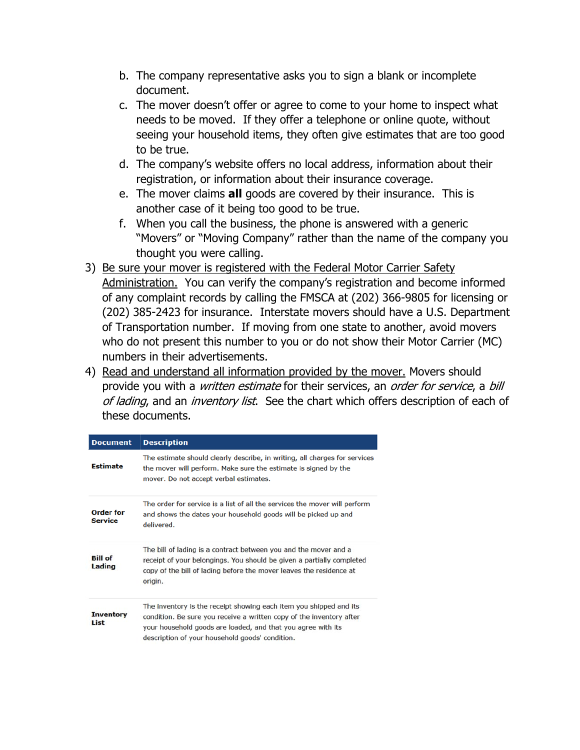b. The company representative asks you to sign a blank or incomplete document.
   c. The mover doesn't offer or agree to come to your home to inspect what needs to be moved. If they offer a telephone or online quote, without seeing your household items, they often give estimates that are too good to be true.
   d. The company's website offers no local address, information about their registration, or information about their insurance coverage.
   e. The mover claims **all** goods are covered by their insurance. This is another case of it being too good to be true.
   f. When you call the business, the phone is answered with a generic "Movers" or "Moving Company" rather than the name of the company you thought you were calling.

3) <u>Be sure your mover is registered with the Federal Motor Carrier Safety Administration.</u> You can verify the company's registration and become informed of any complaint records by calling the FMSCA at (202) 366-9805 for licensing or (202) 385-2423 for insurance. Interstate movers should have a U.S. Department of Transportation number. If moving from one state to another, avoid movers who do not present this number to you or do not show their Motor Carrier (MC) numbers in their advertisements.

4) <u>Read and understand all information provided by the mover.</u> Movers should provide you with a *written estimate* for their services, an *order for service*, a *bill of lading*, and an *inventory list*. See the chart which offers description of each of these documents.

| Document | Description |
|---|---|
| **Estimate** | The estimate should clearly describe, in writing, all charges for services the mover will perform. Make sure the estimate is signed by the mover. Do not accept verbal estimates. |
| **Order for Service** | The order for service is a list of all the services the mover will perform and shows the dates your household goods will be picked up and delivered. |
| **Bill of Lading** | The bill of lading is a contract between you and the mover and a receipt of your belongings. You should be given a partially completed copy of the bill of lading before the mover leaves the residence at origin. |
| **Inventory List** | The inventory is the receipt showing each item you shipped and its condition. Be sure you receive a written copy of the inventory after your household goods are loaded, and that you agree with its description of your household goods' condition. |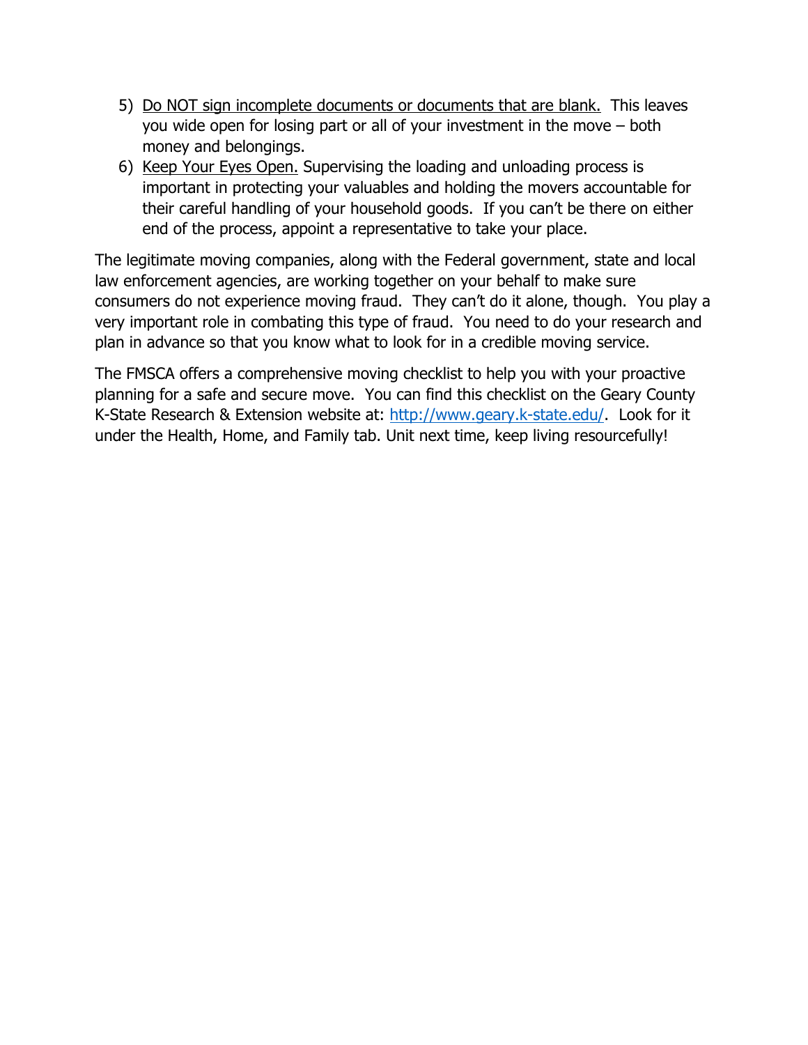5) <u>Do NOT sign incomplete documents or documents that are blank.</u> This leaves you wide open for losing part or all of your investment in the move – both money and belongings.
6) <u>Keep Your Eyes Open.</u> Supervising the loading and unloading process is important in protecting your valuables and holding the movers accountable for their careful handling of your household goods. If you can't be there on either end of the process, appoint a representative to take your place.

The legitimate moving companies, along with the Federal government, state and local law enforcement agencies, are working together on your behalf to make sure consumers do not experience moving fraud. They can't do it alone, though. You play a very important role in combating this type of fraud. You need to do your research and plan in advance so that you know what to look for in a credible moving service.

The FMSCA offers a comprehensive moving checklist to help you with your proactive planning for a safe and secure move. You can find this checklist on the Geary County K-State Research & Extension website at: http://www.geary.k-state.edu/. Look for it under the Health, Home, and Family tab. Unit next time, keep living resourcefully!